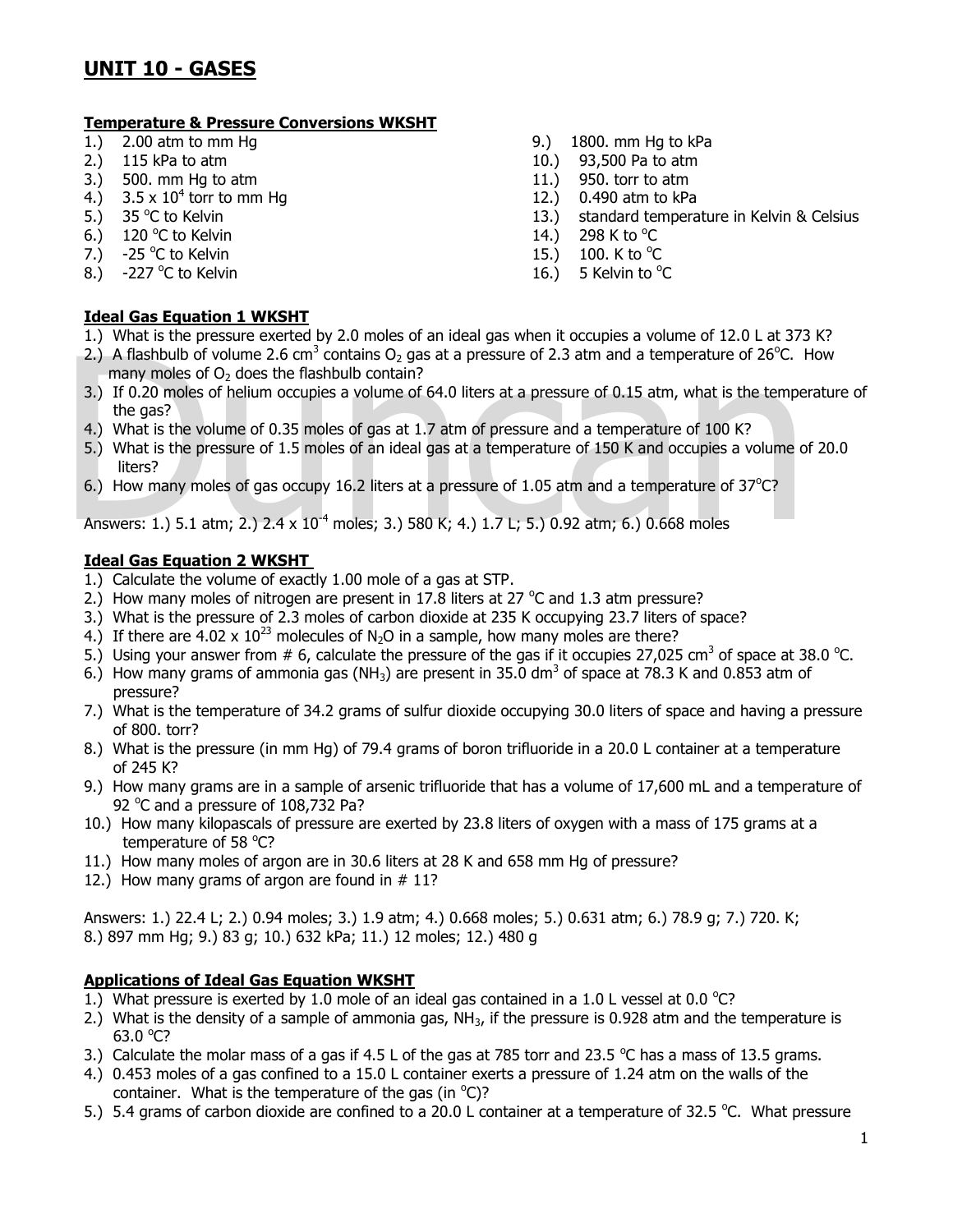# UNIT 10 - GASES

### Temperature & Pressure Conversions WKSHT

1.) 2.00 atm to mm Hg
2.) 115 kPa to atm
3.) 500. mm Hg to atm
4.) $3.5 \times 10^4$ torr to mm Hg
5.) 35 °C to Kelvin
6.) 120 °C to Kelvin
7.) -25 °C to Kelvin
8.) -227 °C to Kelvin
9.) 1800. mm Hg to kPa
10.) 93,500 Pa to atm
11.) 950. torr to atm
12.) 0.490 atm to kPa
13.) standard temperature in Kelvin & Celsius
14.) 298 K to °C
15.) 100. K to °C
16.) 5 Kelvin to °C

### Ideal Gas Equation 1 WKSHT

1.) What is the pressure exerted by 2.0 moles of an ideal gas when it occupies a volume of 12.0 L at 373 K?
2.) A flashbulb of volume 2.6 $cm^3$ contains $O_2$ gas at a pressure of 2.3 atm and a temperature of 26°C. How many moles of $O_2$ does the flashbulb contain?
3.) If 0.20 moles of helium occupies a volume of 64.0 liters at a pressure of 0.15 atm, what is the temperature of the gas?
4.) What is the volume of 0.35 moles of gas at 1.7 atm of pressure and a temperature of 100 K?
5.) What is the pressure of 1.5 moles of an ideal gas at a temperature of 150 K and occupies a volume of 20.0 liters?
6.) How many moles of gas occupy 16.2 liters at a pressure of 1.05 atm and a temperature of 37°C?

Answers: 1.) 5.1 atm; 2.) $2.4 \times 10^{-4}$ moles; 3.) 580 K; 4.) 1.7 L; 5.) 0.92 atm; 6.) 0.668 moles

### Ideal Gas Equation 2 WKSHT

1.) Calculate the volume of exactly 1.00 mole of a gas at STP.
2.) How many moles of nitrogen are present in 17.8 liters at 27 °C and 1.3 atm pressure?
3.) What is the pressure of 2.3 moles of carbon dioxide at 235 K occupying 23.7 liters of space?
4.) If there are $4.02 \times 10^{23}$ molecules of $N_2O$ in a sample, how many moles are there?
5.) Using your answer from # 6, calculate the pressure of the gas if it occupies 27,025 $cm^3$ of space at 38.0 °C.
6.) How many grams of ammonia gas ($NH_3$) are present in 35.0 $dm^3$ of space at 78.3 K and 0.853 atm of pressure?
7.) What is the temperature of 34.2 grams of sulfur dioxide occupying 30.0 liters of space and having a pressure of 800. torr?
8.) What is the pressure (in mm Hg) of 79.4 grams of boron trifluoride in a 20.0 L container at a temperature of 245 K?
9.) How many grams are in a sample of arsenic trifluoride that has a volume of 17,600 mL and a temperature of 92 °C and a pressure of 108,732 Pa?
10.) How many kilopascals of pressure are exerted by 23.8 liters of oxygen with a mass of 175 grams at a temperature of 58 °C?
11.) How many moles of argon are in 30.6 liters at 28 K and 658 mm Hg of pressure?
12.) How many grams of argon are found in # 11?

Answers: 1.) 22.4 L; 2.) 0.94 moles; 3.) 1.9 atm; 4.) 0.668 moles; 5.) 0.631 atm; 6.) 78.9 g; 7.) 720. K; 8.) 897 mm Hg; 9.) 83 g; 10.) 632 kPa; 11.) 12 moles; 12.) 480 g

### Applications of Ideal Gas Equation WKSHT

1.) What pressure is exerted by 1.0 mole of an ideal gas contained in a 1.0 L vessel at 0.0 °C?
2.) What is the density of a sample of ammonia gas, $NH_3$, if the pressure is 0.928 atm and the temperature is 63.0 °C?
3.) Calculate the molar mass of a gas if 4.5 L of the gas at 785 torr and 23.5 °C has a mass of 13.5 grams.
4.) 0.453 moles of a gas confined to a 15.0 L container exerts a pressure of 1.24 atm on the walls of the container. What is the temperature of the gas (in °C)?
5.) 5.4 grams of carbon dioxide are confined to a 20.0 L container at a temperature of 32.5 °C. What pressure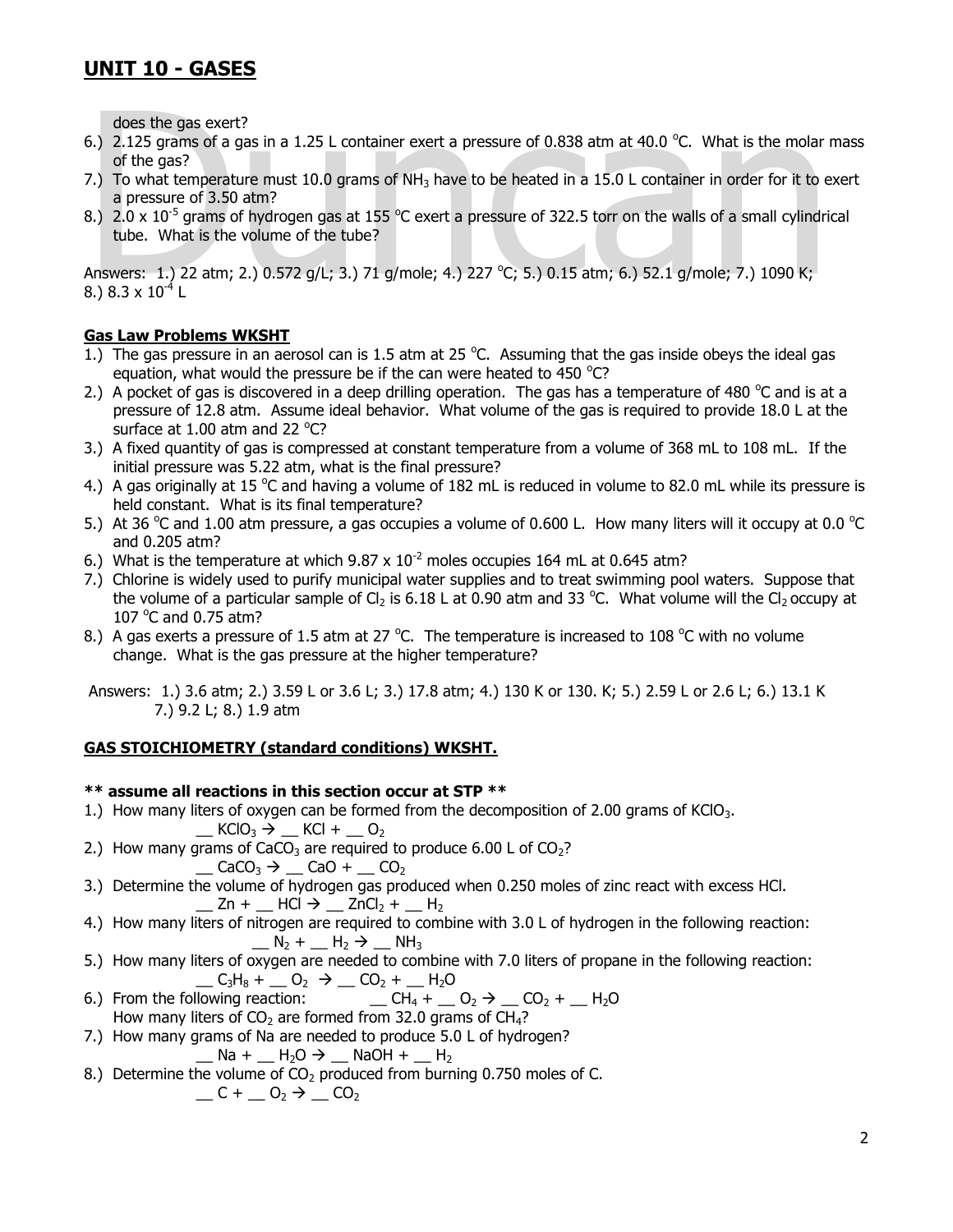## UNIT 10 - GASES

does the gas exert?

6.) 2.125 grams of a gas in a 1.25 L container exert a pressure of 0.838 atm at 40.0 °C. What is the molar mass of the gas?
7.) To what temperature must 10.0 grams of $NH_3$ have to be heated in a 15.0 L container in order for it to exert a pressure of 3.50 atm?
8.) $2.0 \times 10^{-5}$ grams of hydrogen gas at 155 °C exert a pressure of 322.5 torr on the walls of a small cylindrical tube. What is the volume of the tube?

Answers: 1.) 22 atm; 2.) 0.572 g/L; 3.) 71 g/mole; 4.) 227 °C; 5.) 0.15 atm; 6.) 52.1 g/mole; 7.) 1090 K; 8.) $8.3 \times 10^{-4}$ L

**Gas Law Problems WKSHT**

1.) The gas pressure in an aerosol can is 1.5 atm at 25 °C. Assuming that the gas inside obeys the ideal gas equation, what would the pressure be if the can were heated to 450 °C?
2.) A pocket of gas is discovered in a deep drilling operation. The gas has a temperature of 480 °C and is at a pressure of 12.8 atm. Assume ideal behavior. What volume of the gas is required to provide 18.0 L at the surface at 1.00 atm and 22 °C?
3.) A fixed quantity of gas is compressed at constant temperature from a volume of 368 mL to 108 mL. If the initial pressure was 5.22 atm, what is the final pressure?
4.) A gas originally at 15 °C and having a volume of 182 mL is reduced in volume to 82.0 mL while its pressure is held constant. What is its final temperature?
5.) At 36 °C and 1.00 atm pressure, a gas occupies a volume of 0.600 L. How many liters will it occupy at 0.0 °C and 0.205 atm?
6.) What is the temperature at which $9.87 \times 10^{-2}$ moles occupies 164 mL at 0.645 atm?
7.) Chlorine is widely used to purify municipal water supplies and to treat swimming pool waters. Suppose that the volume of a particular sample of $Cl_2$ is 6.18 L at 0.90 atm and 33 °C. What volume will the $Cl_2$ occupy at 107 °C and 0.75 atm?
8.) A gas exerts a pressure of 1.5 atm at 27 °C. The temperature is increased to 108 °C with no volume change. What is the gas pressure at the higher temperature?

Answers: 1.) 3.6 atm; 2.) 3.59 L or 3.6 L; 3.) 17.8 atm; 4.) 130 K or 130. K; 5.) 2.59 L or 2.6 L; 6.) 13.1 K 7.) 9.2 L; 8.) 1.9 atm

**GAS STOICHIOMETRY (standard conditions) WKSHT.**

**\*\* assume all reactions in this section occur at STP \*\***

1.) How many liters of oxygen can be formed from the decomposition of 2.00 grams of $KClO_3$.
    __ $KClO_3$ → __ $KCl$ + __ $O_2$
2.) How many grams of $CaCO_3$ are required to produce 6.00 L of $CO_2$?
    __ $CaCO_3$ → __ $CaO$ + __ $CO_2$
3.) Determine the volume of hydrogen gas produced when 0.250 moles of zinc react with excess HCl.
    __ $Zn$ + __ $HCl$ → __ $ZnCl_2$ + __ $H_2$
4.) How many liters of nitrogen are required to combine with 3.0 L of hydrogen in the following reaction:
    __ $N_2$ + __ $H_2$ → __ $NH_3$
5.) How many liters of oxygen are needed to combine with 7.0 liters of propane in the following reaction:
    __ $C_3H_8$ + __ $O_2$ → __ $CO_2$ + __ $H_2O$
6.) From the following reaction: __ $CH_4$ + __ $O_2$ → __ $CO_2$ + __ $H_2O$
    How many liters of $CO_2$ are formed from 32.0 grams of $CH_4$?
7.) How many grams of Na are needed to produce 5.0 L of hydrogen?
    __ $Na$ + __ $H_2O$ → __ $NaOH$ + __ $H_2$
8.) Determine the volume of $CO_2$ produced from burning 0.750 moles of C.
    __ $C$ + __ $O_2$ → __ $CO_2$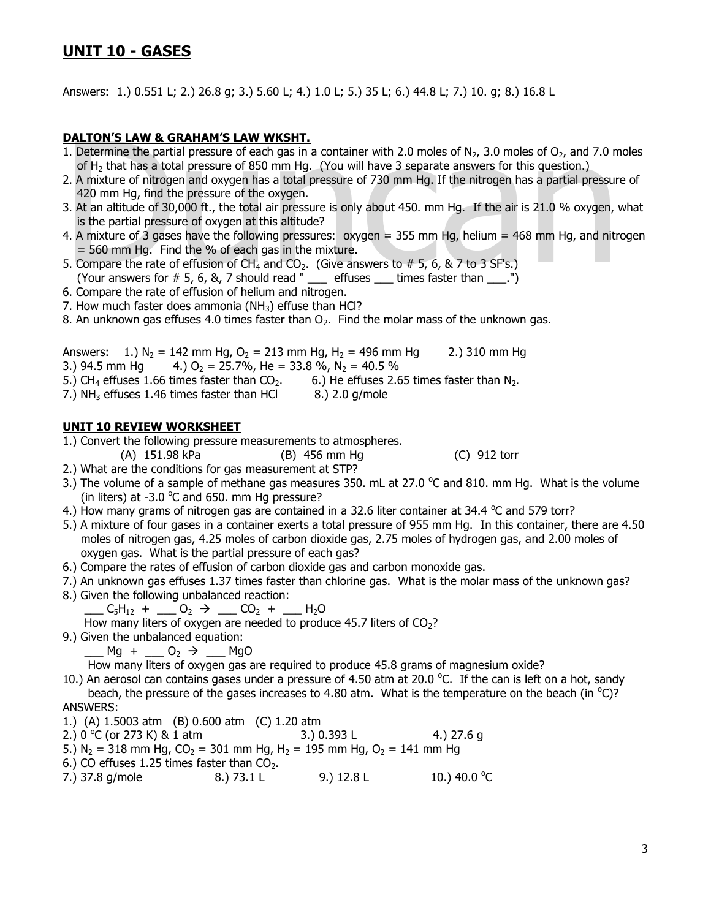## UNIT 10 - GASES

Answers: 1.) 0.551 L; 2.) 26.8 g; 3.) 5.60 L; 4.) 1.0 L; 5.) 35 L; 6.) 44.8 L; 7.) 10. g; 8.) 16.8 L

### DALTON'S LAW & GRAHAM'S LAW WKSHT.

1. Determine the partial pressure of each gas in a container with 2.0 moles of $N_2$, 3.0 moles of $O_2$, and 7.0 moles of $H_2$ that has a total pressure of 850 mm Hg. (You will have 3 separate answers for this question.)
2. A mixture of nitrogen and oxygen has a total pressure of 730 mm Hg. If the nitrogen has a partial pressure of 420 mm Hg, find the pressure of the oxygen.
3. At an altitude of 30,000 ft., the total air pressure is only about 450. mm Hg. If the air is 21.0 % oxygen, what is the partial pressure of oxygen at this altitude?
4. A mixture of 3 gases have the following pressures: oxygen = 355 mm Hg, helium = 468 mm Hg, and nitrogen = 560 mm Hg. Find the % of each gas in the mixture.
5. Compare the rate of effusion of $CH_4$ and $CO_2$. (Give answers to # 5, 6, & 7 to 3 SF's.) (Your answers for # 5, 6, &, 7 should read " ___ effuses ___ times faster than ___.")
6. Compare the rate of effusion of helium and nitrogen.
7. How much faster does ammonia ($NH_3$) effuse than HCl?
8. An unknown gas effuses 4.0 times faster than $O_2$. Find the molar mass of the unknown gas.

Answers: 1.) $N_2$ = 142 mm Hg, $O_2$ = 213 mm Hg, $H_2$ = 496 mm Hg 2.) 310 mm Hg
3.) 94.5 mm Hg 4.) $O_2$ = 25.7%, He = 33.8 %, $N_2$ = 40.5 %
5.) $CH_4$ effuses 1.66 times faster than $CO_2$. 6.) He effuses 2.65 times faster than $N_2$.
7.) $NH_3$ effuses 1.46 times faster than HCl 8.) 2.0 g/mole

### UNIT 10 REVIEW WORKSHEET

1.) Convert the following pressure measurements to atmospheres.
(A) 151.98 kPa (B) 456 mm Hg (C) 912 torr
2.) What are the conditions for gas measurement at STP?
3.) The volume of a sample of methane gas measures 350. mL at 27.0 °C and 810. mm Hg. What is the volume (in liters) at -3.0 °C and 650. mm Hg pressure?
4.) How many grams of nitrogen gas are contained in a 32.6 liter container at 34.4 °C and 579 torr?
5.) A mixture of four gases in a container exerts a total pressure of 955 mm Hg. In this container, there are 4.50 moles of nitrogen gas, 4.25 moles of carbon dioxide gas, 2.75 moles of hydrogen gas, and 2.00 moles of oxygen gas. What is the partial pressure of each gas?
6.) Compare the rates of effusion of carbon dioxide gas and carbon monoxide gas.
7.) An unknown gas effuses 1.37 times faster than chlorine gas. What is the molar mass of the unknown gas?
8.) Given the following unbalanced reaction:
___ $C_5H_{12}$ + ___ $O_2$ → ___ $CO_2$ + ___ $H_2O$
How many liters of oxygen are needed to produce 45.7 liters of $CO_2$?
9.) Given the unbalanced equation:
___ Mg + ___ $O_2$ → ___ MgO
How many liters of oxygen gas are required to produce 45.8 grams of magnesium oxide?
10.) An aerosol can contains gases under a pressure of 4.50 atm at 20.0 °C. If the can is left on a hot, sandy beach, the pressure of the gases increases to 4.80 atm. What is the temperature on the beach (in °C)?

ANSWERS:
1.) (A) 1.5003 atm (B) 0.600 atm (C) 1.20 atm
2.) 0 °C (or 273 K) & 1 atm 3.) 0.393 L 4.) 27.6 g
5.) $N_2$ = 318 mm Hg, $CO_2$ = 301 mm Hg, $H_2$ = 195 mm Hg, $O_2$ = 141 mm Hg
6.) CO effuses 1.25 times faster than $CO_2$.
7.) 37.8 g/mole 8.) 73.1 L 9.) 12.8 L 10.) 40.0 °C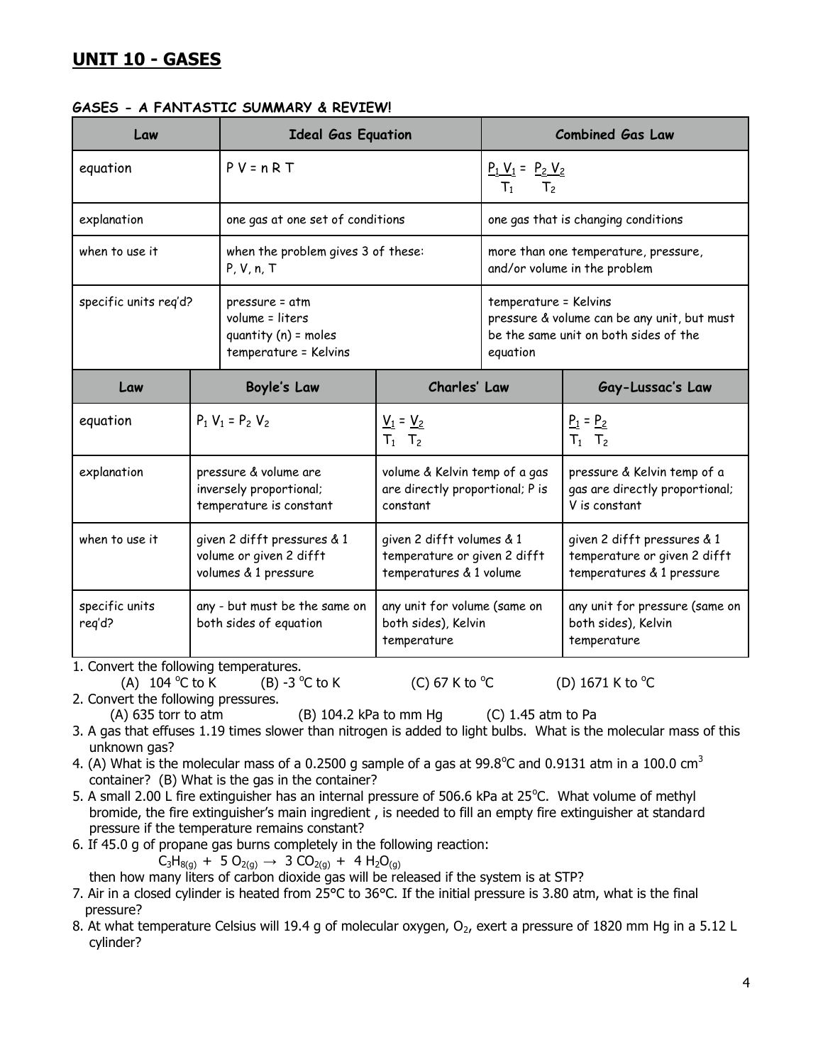# UNIT 10 - GASES

### GASES - A FANTASTIC SUMMARY & REVIEW!

| Law | Ideal Gas Equation | Combined Gas Law |
|---|---|---|
| equation | $P V = n R T$ | $\frac{P_1 V_1}{T_1} = \frac{P_2 V_2}{T_2}$ |
| explanation | one gas at one set of conditions | one gas that is changing conditions |
| when to use it | when the problem gives 3 of these: P, V, n, T | more than one temperature, pressure, and/or volume in the problem |
| specific units req'd? | pressure = atm<br>volume = liters<br>quantity (n) = moles<br>temperature = Kelvins | temperature = Kelvins<br>pressure & volume can be any unit, but must be the same unit on both sides of the equation |

| Law | Boyle's Law | Charles' Law | Gay-Lussac's Law |
|---|---|---|---|
| equation | $P_1 V_1 = P_2 V_2$ | $\frac{V_1}{T_1} = \frac{V_2}{T_2}$ | $\frac{P_1}{T_1} = \frac{P_2}{T_2}$ |
| explanation | pressure & volume are inversely proportional; temperature is constant | volume & Kelvin temp of a gas are directly proportional; P is constant | pressure & Kelvin temp of a gas are directly proportional; V is constant |
| when to use it | given 2 difft pressures & 1 volume or given 2 difft volumes & 1 pressure | given 2 difft volumes & 1 temperature or given 2 difft temperatures & 1 volume | given 2 difft pressures & 1 temperature or given 2 difft temperatures & 1 pressure |
| specific units req'd? | any - but must be the same on both sides of equation | any unit for volume (same on both sides), Kelvin temperature | any unit for pressure (same on both sides), Kelvin temperature |

1. Convert the following temperatures.
   (A) 104 °C to K (B) -3 °C to K (C) 67 K to °C (D) 1671 K to °C
2. Convert the following pressures.
   (A) 635 torr to atm (B) 104.2 kPa to mm Hg (C) 1.45 atm to Pa
3. A gas that effuses 1.19 times slower than nitrogen is added to light bulbs. What is the molecular mass of this unknown gas?
4. (A) What is the molecular mass of a 0.2500 g sample of a gas at 99.8°C and 0.9131 atm in a 100.0 cm$^3$ container? (B) What is the gas in the container?
5. A small 2.00 L fire extinguisher has an internal pressure of 506.6 kPa at 25°C. What volume of methyl bromide, the fire extinguisher's main ingredient, is needed to fill an empty fire extinguisher at standard pressure if the temperature remains constant?
6. If 45.0 g of propane gas burns completely in the following reaction:
   $$C_3H_{8(g)} + 5\ O_{2(g)} \rightarrow 3\ CO_{2(g)} + 4\ H_2O_{(g)}$$
   then how many liters of carbon dioxide gas will be released if the system is at STP?
7. Air in a closed cylinder is heated from 25°C to 36°C. If the initial pressure is 3.80 atm, what is the final pressure?
8. At what temperature Celsius will 19.4 g of molecular oxygen, $O_2$, exert a pressure of 1820 mm Hg in a 5.12 L cylinder?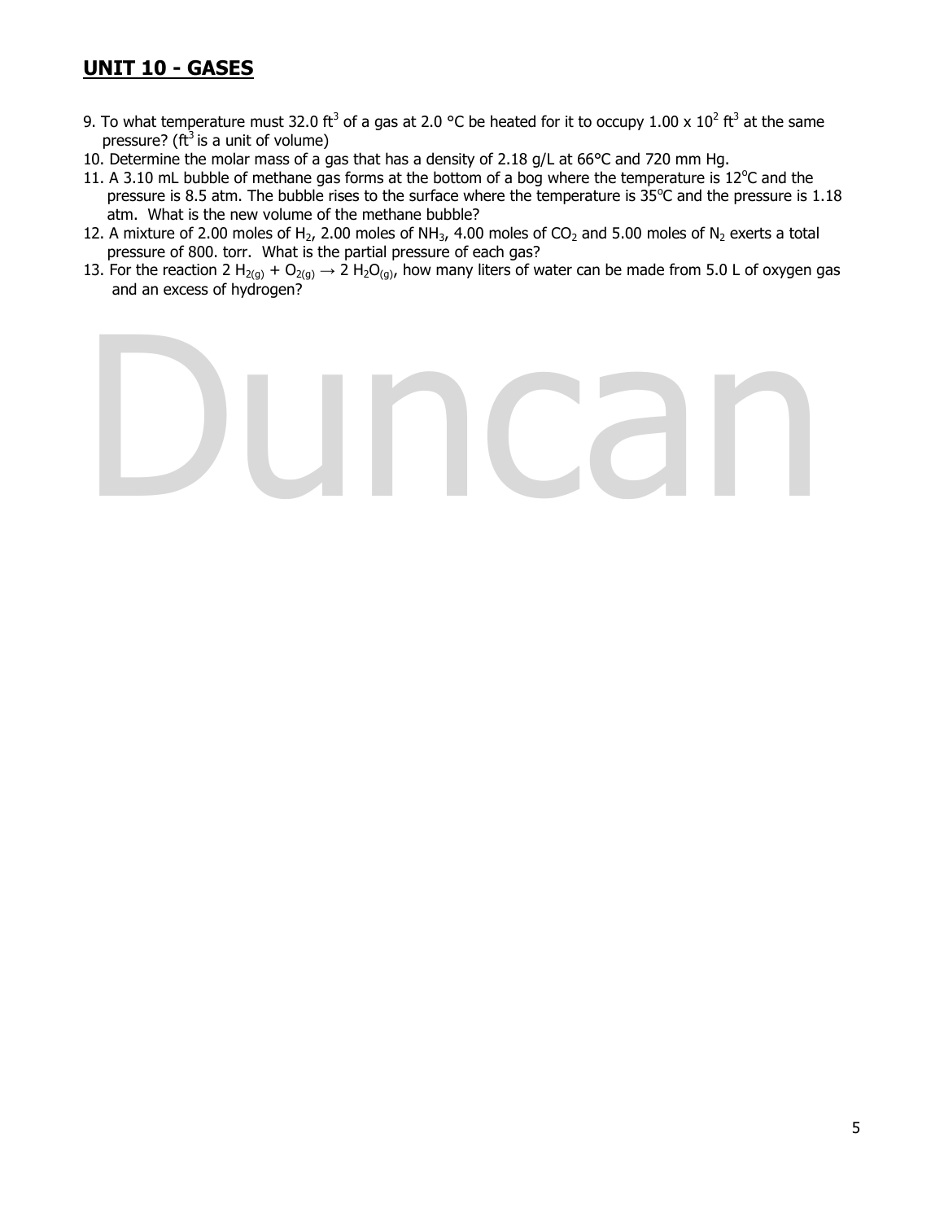## UNIT 10 - GASES

9. To what temperature must 32.0 $ft^3$ of a gas at 2.0 °C be heated for it to occupy $1.00 \times 10^2$ $ft^3$ at the same pressure? ($ft^3$ is a unit of volume)
10. Determine the molar mass of a gas that has a density of 2.18 g/L at 66°C and 720 mm Hg.
11. A 3.10 mL bubble of methane gas forms at the bottom of a bog where the temperature is 12°C and the pressure is 8.5 atm. The bubble rises to the surface where the temperature is 35°C and the pressure is 1.18 atm. What is the new volume of the methane bubble?
12. A mixture of 2.00 moles of $H_2$, 2.00 moles of $NH_3$, 4.00 moles of $CO_2$ and 5.00 moles of $N_2$ exerts a total pressure of 800. torr. What is the partial pressure of each gas?
13. For the reaction $2\ H_{2(g)} + O_{2(g)} \rightarrow 2\ H_2O_{(g)}$, how many liters of water can be made from 5.0 L of oxygen gas and an excess of hydrogen?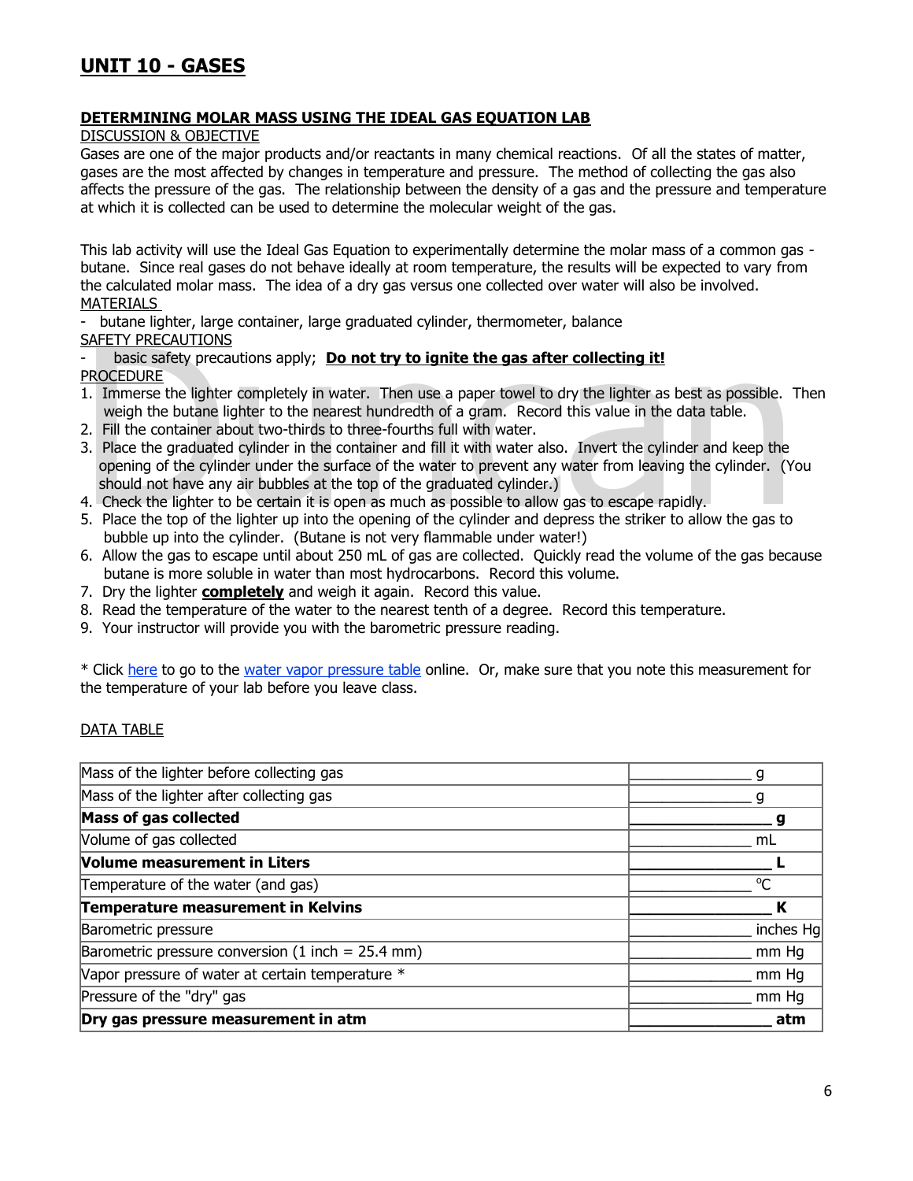# UNIT 10 - GASES

## DETERMINING MOLAR MASS USING THE IDEAL GAS EQUATION LAB

DISCUSSION & OBJECTIVE

Gases are one of the major products and/or reactants in many chemical reactions. Of all the states of matter, gases are the most affected by changes in temperature and pressure. The method of collecting the gas also affects the pressure of the gas. The relationship between the density of a gas and the pressure and temperature at which it is collected can be used to determine the molecular weight of the gas.

This lab activity will use the Ideal Gas Equation to experimentally determine the molar mass of a common gas - butane. Since real gases do not behave ideally at room temperature, the results will be expected to vary from the calculated molar mass. The idea of a dry gas versus one collected over water will also be involved.

MATERIALS

- butane lighter, large container, large graduated cylinder, thermometer, balance

SAFETY PRECAUTIONS

- basic safety precautions apply; **Do not try to ignite the gas after collecting it!**

PROCEDURE

1. Immerse the lighter completely in water. Then use a paper towel to dry the lighter as best as possible. Then weigh the butane lighter to the nearest hundredth of a gram. Record this value in the data table.
2. Fill the container about two-thirds to three-fourths full with water.
3. Place the graduated cylinder in the container and fill it with water also. Invert the cylinder and keep the opening of the cylinder under the surface of the water to prevent any water from leaving the cylinder. (You should not have any air bubbles at the top of the graduated cylinder.)
4. Check the lighter to be certain it is open as much as possible to allow gas to escape rapidly.
5. Place the top of the lighter up into the opening of the cylinder and depress the striker to allow the gas to bubble up into the cylinder. (Butane is not very flammable under water!)
6. Allow the gas to escape until about 250 mL of gas are collected. Quickly read the volume of the gas because butane is more soluble in water than most hydrocarbons. Record this volume.
7. Dry the lighter **completely** and weigh it again. Record this value.
8. Read the temperature of the water to the nearest tenth of a degree. Record this temperature.
9. Your instructor will provide you with the barometric pressure reading.

* Click here to go to the water vapor pressure table online. Or, make sure that you note this measurement for the temperature of your lab before you leave class.

DATA TABLE

| | |
|---|---|
| Mass of the lighter before collecting gas | _______________ g |
| Mass of the lighter after collecting gas | _______________ g |
| **Mass of gas collected** | **_______________ g** |
| Volume of gas collected | _______________ mL |
| **Volume measurement in Liters** | **_______________ L** |
| Temperature of the water (and gas) | _______________ °C |
| **Temperature measurement in Kelvins** | **_______________ K** |
| Barometric pressure | _______________ inches Hg |
| Barometric pressure conversion (1 inch = 25.4 mm) | _______________ mm Hg |
| Vapor pressure of water at certain temperature * | _______________ mm Hg |
| Pressure of the "dry" gas | _______________ mm Hg |
| **Dry gas pressure measurement in atm** | **_______________ atm** |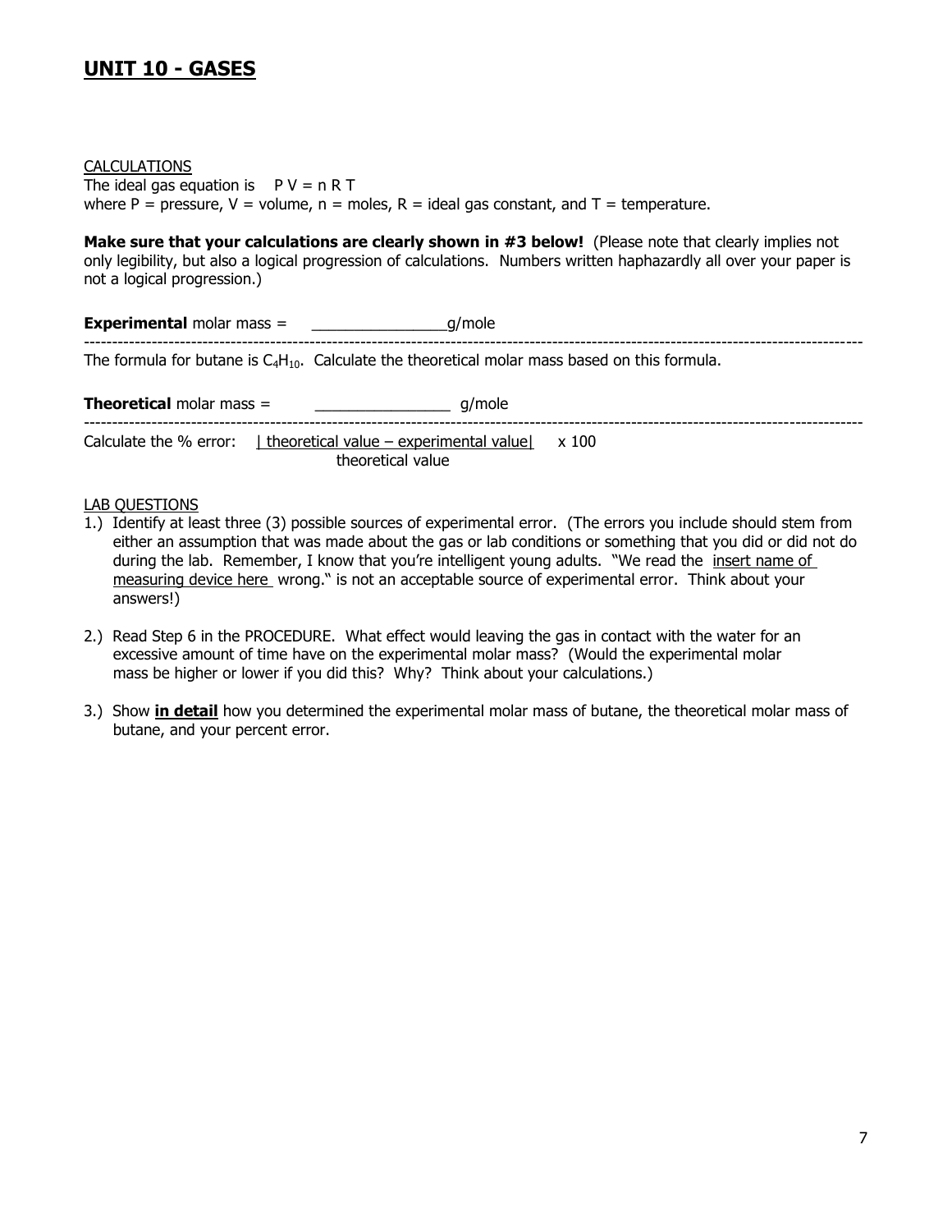## UNIT 10 - GASES

CALCULATIONS

The ideal gas equation is $PV = nRT$

where P = pressure, V = volume, n = moles, R = ideal gas constant, and T = temperature.

**Make sure that your calculations are clearly shown in #3 below!** (Please note that clearly implies not only legibility, but also a logical progression of calculations. Numbers written haphazardly all over your paper is not a logical progression.)

**Experimental** molar mass = \_\_\_\_\_\_\_\_\_\_\_\_\_\_\_\_g/mole

---

The formula for butane is $C_4H_{10}$. Calculate the theoretical molar mass based on this formula.

**Theoretical** molar mass = \_\_\_\_\_\_\_\_\_\_\_\_\_\_\_\_ g/mole

---

Calculate the % error: $\dfrac{|\text{theoretical value} - \text{experimental value}|}{\text{theoretical value}} \times 100$

LAB QUESTIONS

1.) Identify at least three (3) possible sources of experimental error. (The errors you include should stem from either an assumption that was made about the gas or lab conditions or something that you did or did not do during the lab. Remember, I know that you're intelligent young adults. "We read the insert name of measuring device here wrong." is not an acceptable source of experimental error. Think about your answers!)

2.) Read Step 6 in the PROCEDURE. What effect would leaving the gas in contact with the water for an excessive amount of time have on the experimental molar mass? (Would the experimental molar mass be higher or lower if you did this? Why? Think about your calculations.)

3.) Show **in detail** how you determined the experimental molar mass of butane, the theoretical molar mass of butane, and your percent error.